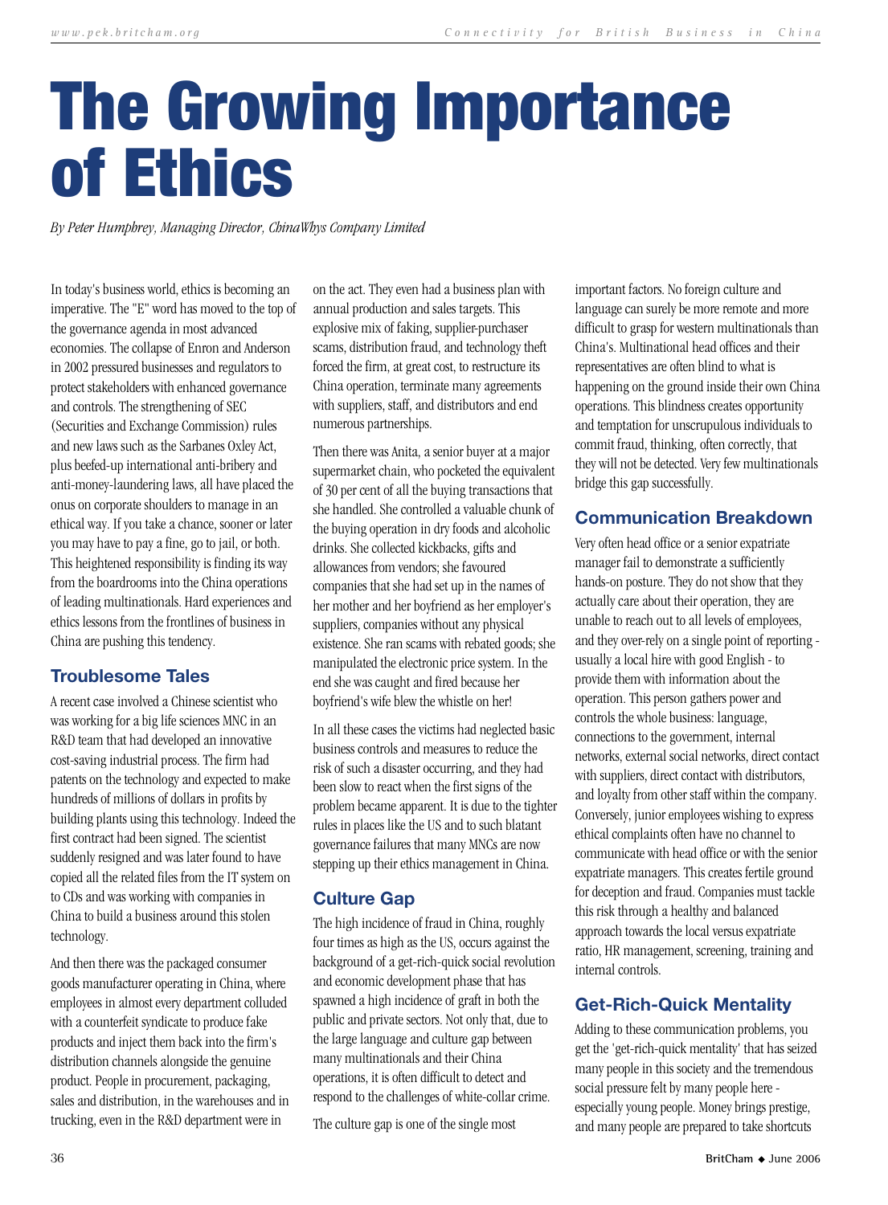# The Growing Importance of Ethics

*By Peter Humphrey, Managing Director, ChinaWhys Company Limited*

In today's business world, ethics is becoming an imperative. The "E" word has moved to the top of the governance agenda in most advanced economies. The collapse of Enron and Anderson in 2002 pressured businesses and regulators to protect stakeholders with enhanced governance and controls. The strengthening of SEC (Securities and Exchange Commission) rules and new laws such as the Sarbanes Oxley Act, plus beefed-up international anti-bribery and anti-money-laundering laws, all have placed the onus on corporate shoulders to manage in an ethical way. If you take a chance, sooner or later you may have to pay a fine, go to jail, or both. This heightened responsibility is finding its way from the boardrooms into the China operations of leading multinationals. Hard experiences and ethics lessons from the frontlines of business in China are pushing this tendency.

## Troublesome Tales

A recent case involved a Chinese scientist who was working for a big life sciences MNC in an R&D team that had developed an innovative cost-saving industrial process. The firm had patents on the technology and expected to make hundreds of millions of dollars in profits by building plants using this technology. Indeed the first contract had been signed. The scientist suddenly resigned and was later found to have copied all the related files from the IT system on to CDs and was working with companies in China to build a business around this stolen technology.

And then there was the packaged consumer goods manufacturer operating in China, where employees in almost every department colluded with a counterfeit syndicate to produce fake products and inject them back into the firm's distribution channels alongside the genuine product. People in procurement, packaging, sales and distribution, in the warehouses and in trucking, even in the R&D department were in on the act. They even had a business plan with annual production and sales targets. This explosive mix of faking, supplier-purchaser scams, distribution fraud, and technology theft forced the firm, at great cost, to restructure its China operation, terminate many agreements with suppliers, staff, and distributors and end numerous partnerships.

Then there was Anita, a senior buyer at a major supermarket chain, who pocketed the equivalent of 30 per cent of all the buying transactions that she handled. She controlled a valuable chunk of the buying operation in dry foods and alcoholic drinks. She collected kickbacks, gifts and allowances from vendors; she favoured companies that she had set up in the names of her mother and her boyfriend as her employer's suppliers, companies without any physical existence. She ran scams with rebated goods; she manipulated the electronic price system. In the end she was caught and fired because her boyfriend's wife blew the whistle on her!

In all these cases the victims had neglected basic business controls and measures to reduce the risk of such a disaster occurring, and they had been slow to react when the first signs of the problem became apparent. It is due to the tighter rules in places like the US and to such blatant governance failures that many MNCs are now stepping up their ethics management in China.

## Culture Gap

The high incidence of fraud in China, roughly four times as high as the US, occurs against the background of a get-rich-quick social revolution and economic development phase that has spawned a high incidence of graft in both the public and private sectors. Not only that, due to the large language and culture gap between many multinationals and their China operations, it is often difficult to detect and respond to the challenges of white-collar crime.

The culture gap is one of the single most important factors. No foreign culture and language can surely be more remote and more difficult to grasp for western multinationals than China's. Multinational head offices and their representatives are often blind to what is happening on the ground inside their own China operations. This blindness creates opportunity and temptation for unscrupulous individuals to commit fraud, thinking, often correctly, that they will not be detected. Very few multinationals bridge this gap successfully.

## Communication Breakdown

Very often head office or a senior expatriate manager fail to demonstrate a sufficiently hands-on posture. They do not show that they actually care about their operation, they are unable to reach out to all levels of employees, and they over-rely on a single point of reporting - usually a local hire with good English - to provide them with information about the operation. This person gathers power and controls the whole business: language, connections to the government, internal networks, external social networks, direct contact with suppliers, direct contact with distributors, and loyalty from other staff within the company. Conversely, junior employees wishing to express ethical complaints often have no channel to communicate with head office or with the senior expatriate managers. This creates fertile ground for deception and fraud. Companies must tackle this risk through a healthy and balanced approach towards the local versus expatriate ratio, HR management, screening, training and internal controls.

## Get-Rich-Quick Mentality

Adding to these communication problems, you get the 'get-rich-quick mentality' that has seized many people in this society and the tremendous social pressure felt by many people here - especially young people. Money brings prestige, and many people are prepared to take shortcuts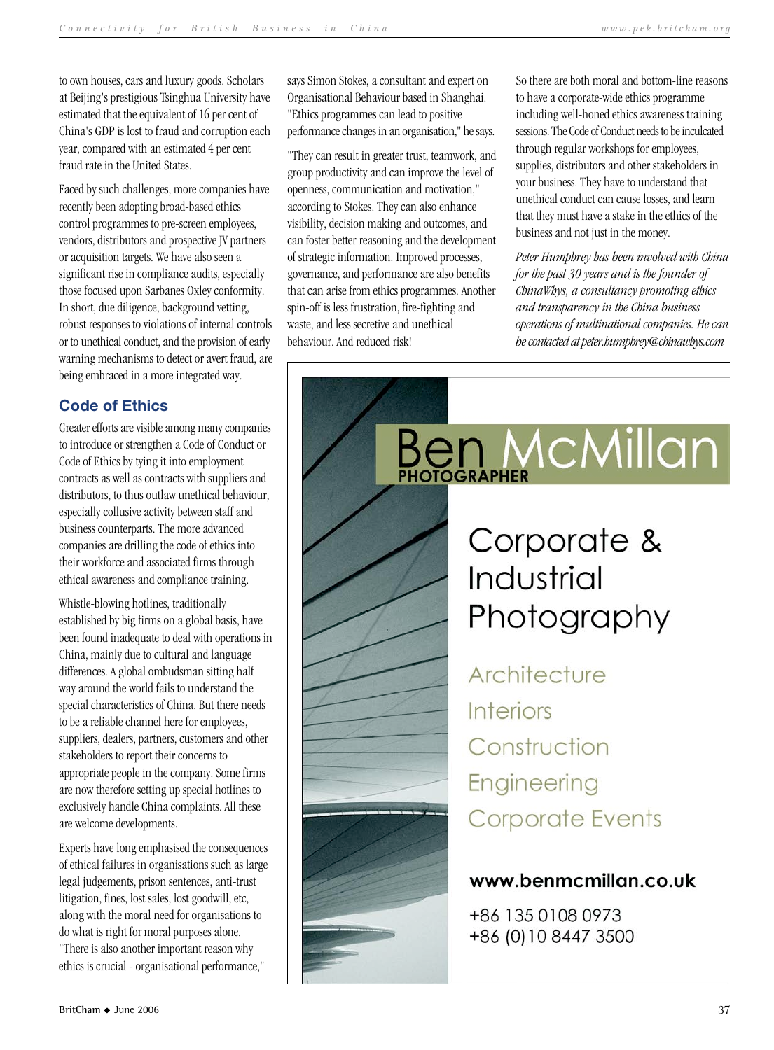to own houses, cars and luxury goods. Scholars at Beijing's prestigious Tsinghua University have estimated that the equivalent of 16 per cent of China's GDP is lost to fraud and corruption each year, compared with an estimated 4 per cent fraud rate in the United States.

Faced by such challenges, more companies have recently been adopting broad-based ethics control programmes to pre-screen employees, vendors, distributors and prospective JV partners or acquisition targets. We have also seen a significant rise in compliance audits, especially those focused upon Sarbanes Oxley conformity. In short, due diligence, background vetting, robust responses to violations of internal controls or to unethical conduct, and the provision of early warning mechanisms to detect or avert fraud, are being embraced in a more integrated way.

## Code of Ethics

Greater efforts are visible among many companies to introduce or strengthen a Code of Conduct or Code of Ethics by tying it into employment contracts as well as contracts with suppliers and distributors, to thus outlaw unethical behaviour, especially collusive activity between staff and business counterparts. The more advanced companies are drilling the code of ethics into their workforce and associated firms through ethical awareness and compliance training.

Whistle-blowing hotlines, traditionally established by big firms on a global basis, have been found inadequate to deal with operations in China, mainly due to cultural and language differences. A global ombudsman sitting half way around the world fails to understand the special characteristics of China. But there needs to be a reliable channel here for employees, suppliers, dealers, partners, customers and other stakeholders to report their concerns to appropriate people in the company. Some firms are now therefore setting up special hotlines to exclusively handle China complaints. All these are welcome developments.

Experts have long emphasised the consequences of ethical failures in organisations such as large legal judgements, prison sentences, anti-trust litigation, fines, lost sales, lost goodwill, etc, along with the moral need for organisations to do what is right for moral purposes alone. "There is also another important reason why ethics is crucial - organisational performance," says Simon Stokes, a consultant and expert on Organisational Behaviour based in Shanghai. "Ethics programmes can lead to positive performance changes in an organisation," he says.

"They can result in greater trust, teamwork, and group productivity and can improve the level of openness, communication and motivation," according to Stokes. They can also enhance visibility, decision making and outcomes, and can foster better reasoning and the development of strategic information. Improved processes, governance, and performance are also benefits that can arise from ethics programmes. Another spin-off is less frustration, fire-fighting and waste, and less secretive and unethical behaviour. And reduced risk!

So there are both moral and bottom-line reasons to have a corporate-wide ethics programme including well-honed ethics awareness training sessions. The Code of Conduct needs to be inculcated through regular workshops for employees, supplies, distributors and other stakeholders in your business. They have to understand that unethical conduct can cause losses, and learn that they must have a stake in the ethics of the business and not just in the money.

*Peter Humphrey has been involved with China for the past 30 years and is the founder of ChinaWhys, a consultancy promoting ethics and transparency in the China business operations of multinational companies. He can be contacted at peter.humphrey@chinawhys.com*

Ben McMillan
PHOTOGRAPHER

Corporate & Industrial Photography

Architecture
Interiors
Construction
Engineering
Corporate Events

www.benmcmillan.co.uk

+86 135 0108 0973
+86 (0)10 8447 3500